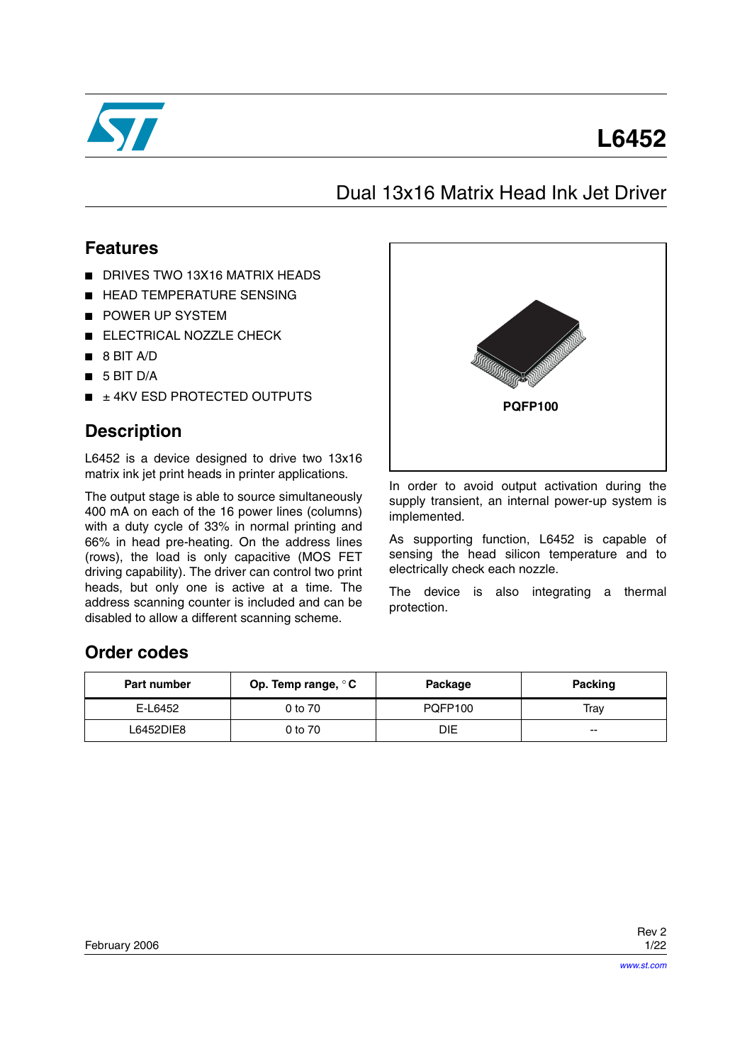# L6452

## Dual 13x16 Matrix Head Ink Jet Driver

### Features

- DRIVES TWO 13X16 MATRIX HEADS
- HEAD TEMPERATURE SENSING
- POWER UP SYSTEM
- ELECTRICAL NOZZLE CHECK
- 8 BIT A/D
- 5 BIT D/A
- ± 4KV ESD PROTECTED OUTPUTS

**PQFP100**

### Description

L6452 is a device designed to drive two 13x16 matrix ink jet print heads in printer applications.

The output stage is able to source simultaneously 400 mA on each of the 16 power lines (columns) with a duty cycle of 33% in normal printing and 66% in head pre-heating. On the address lines (rows), the load is only capacitive (MOS FET driving capability). The driver can control two print heads, but only one is active at a time. The address scanning counter is included and can be disabled to allow a different scanning scheme.

In order to avoid output activation during the supply transient, an internal power-up system is implemented.

As supporting function, L6452 is capable of sensing the head silicon temperature and to electrically check each nozzle.

The device is also integrating a thermal protection.

### Order codes

| Part number | Op. Temp range, °C | Package | Packing |
|---|---|---|---|
| E-L6452 | 0 to 70 | PQFP100 | Tray |
| L6452DIE8 | 0 to 70 | DIE | -- |

February 2006 Rev 2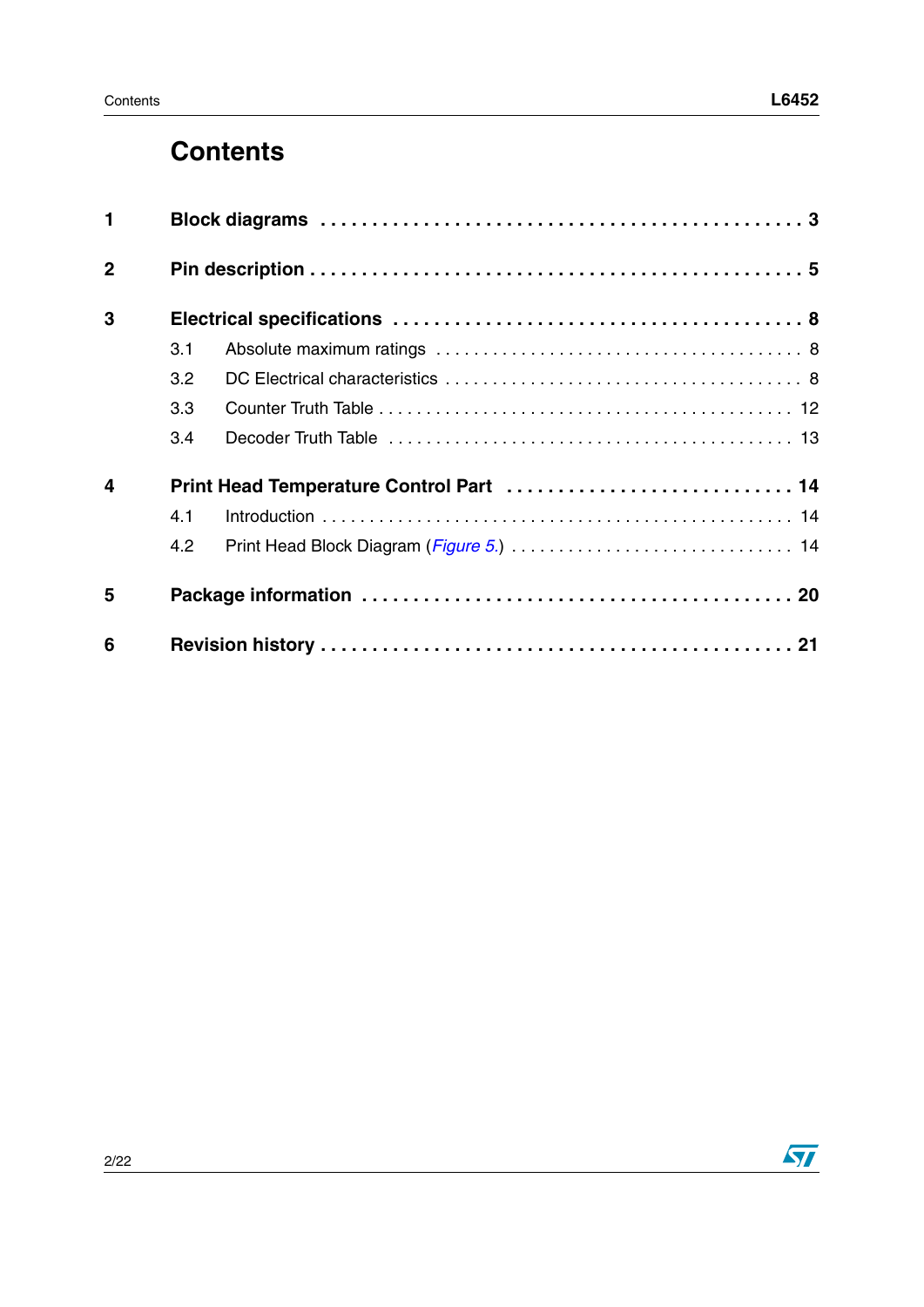# Contents

| | | |
|---|---|---|
| **1** | **Block diagrams** | **3** |
| **2** | **Pin description** | **5** |
| **3** | **Electrical specifications** | **8** |
| | 3.1 Absolute maximum ratings | 8 |
| | 3.2 DC Electrical characteristics | 8 |
| | 3.3 Counter Truth Table | 12 |
| | 3.4 Decoder Truth Table | 13 |
| **4** | **Print Head Temperature Control Part** | **14** |
| | 4.1 Introduction | 14 |
| | 4.2 Print Head Block Diagram (*Figure 5.*) | 14 |
| **5** | **Package information** | **20** |
| **6** | **Revision history** | **21** |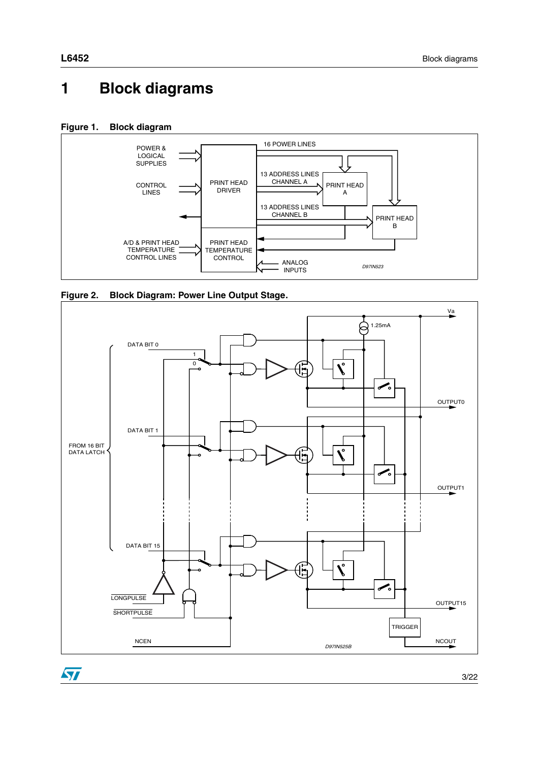# 1 Block diagrams

**Figure 1. Block diagram**

**Figure 2. Block Diagram: Power Line Output Stage.**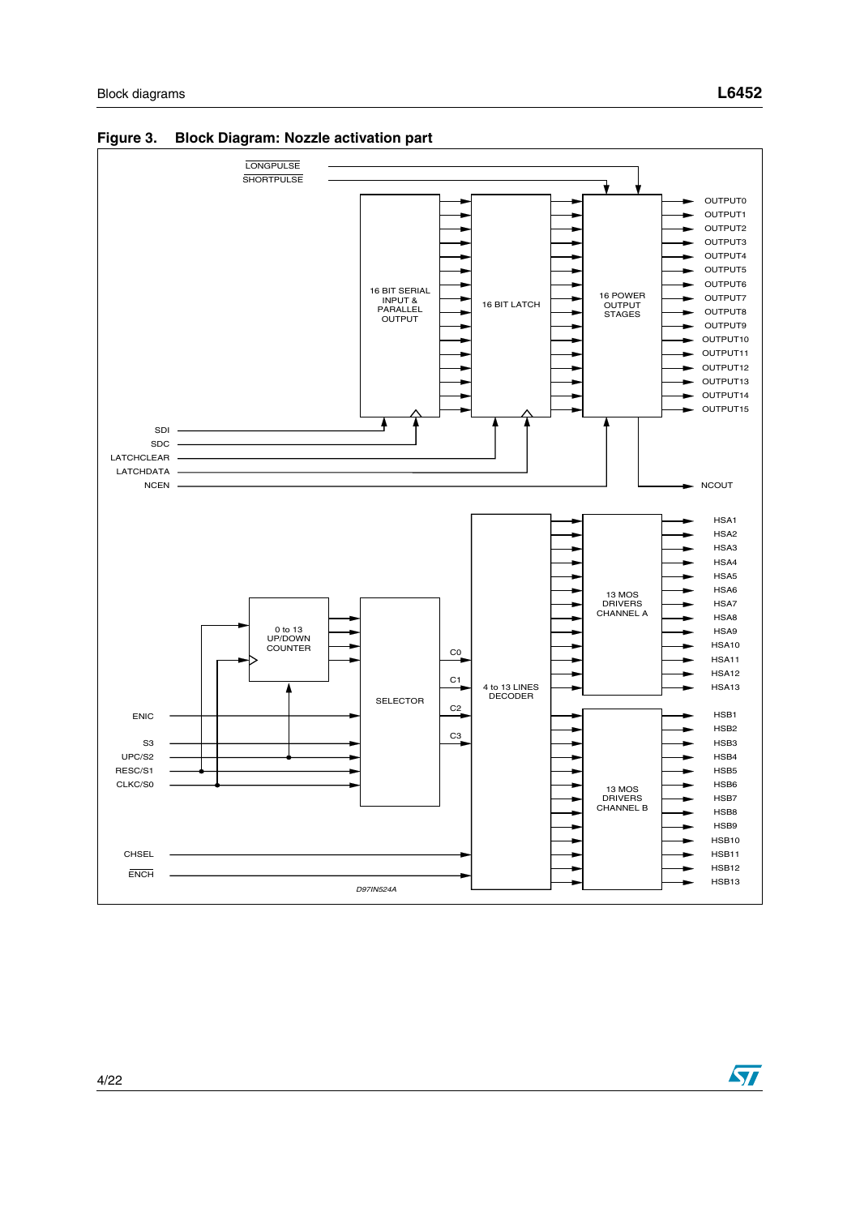**Figure 3. Block Diagram: Nozzle activation part**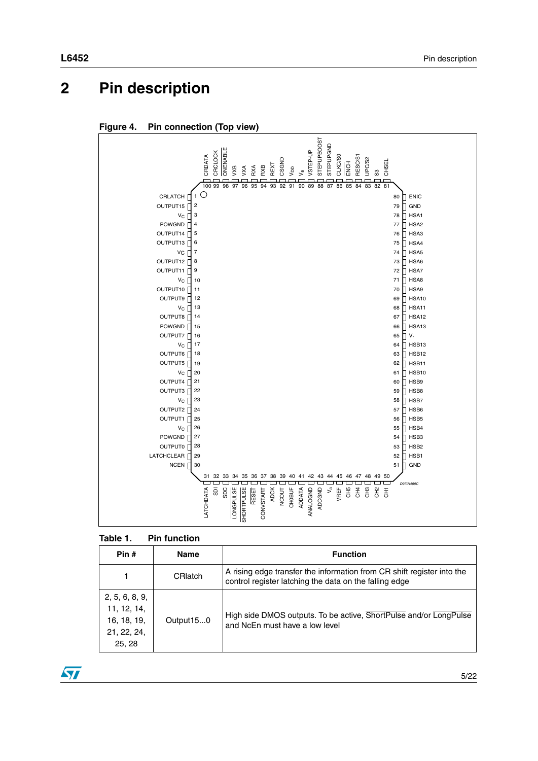# 2 Pin description

**Figure 4. Pin connection (Top view)**

**Table 1. Pin function**

| Pin # | Name | Function |
|---|---|---|
| 1 | CRlatch | A rising edge transfer the information from CR shift register into the control register latching the data on the falling edge |
| 2, 5, 6, 8, 9, 11, 12, 14, 16, 18, 19, 21, 22, 24, 25, 28 | Output15...0 | High side DMOS outputs. To be active, $\overline{\text{ShortPulse}}$ and/or $\overline{\text{LongPulse}}$ and NcEn must have a low level |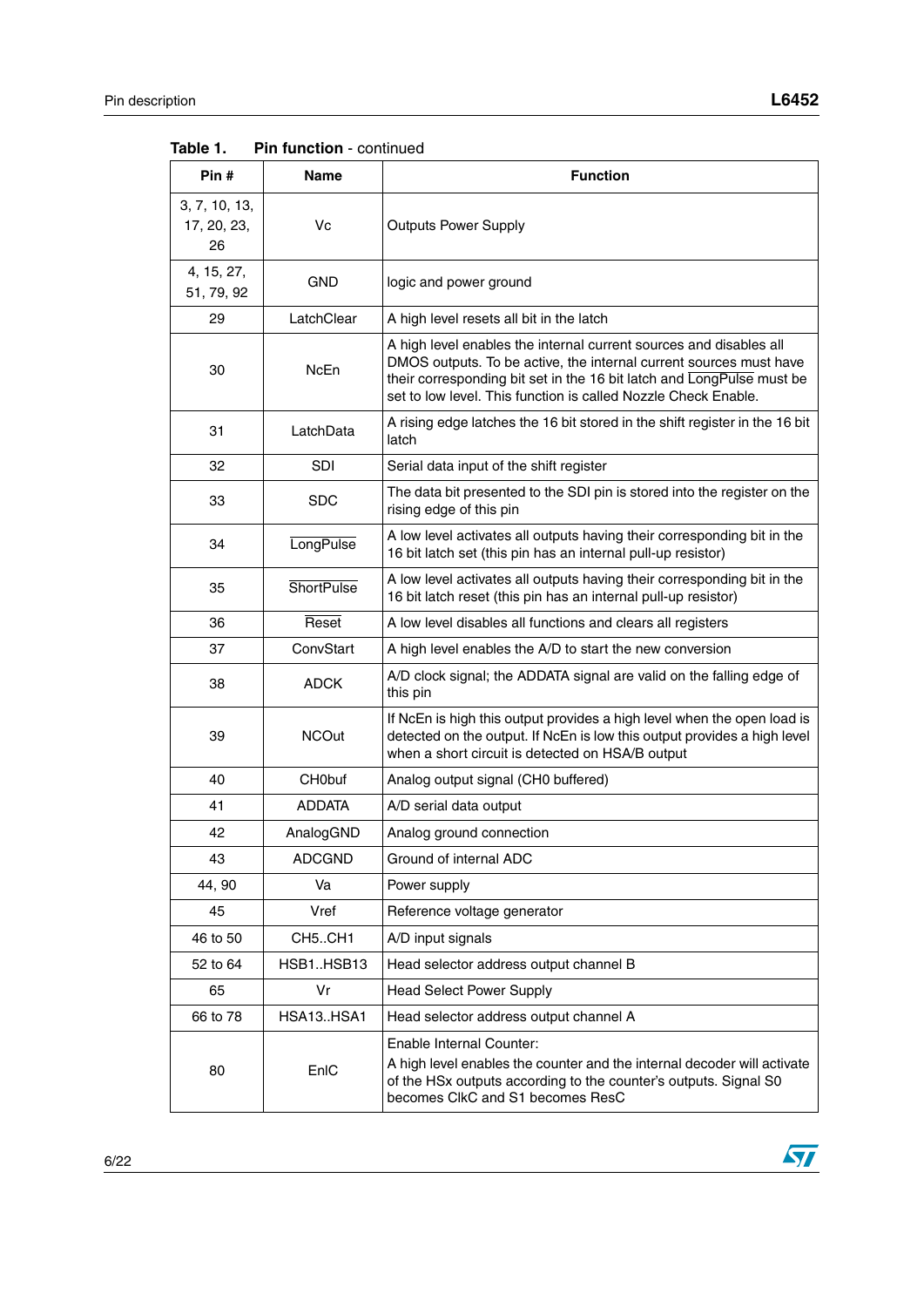**Table 1. Pin function** - continued

| Pin # | Name | Function |
|---|---|---|
| 3, 7, 10, 13, 17, 20, 23, 26 | Vc | Outputs Power Supply |
| 4, 15, 27, 51, 79, 92 | GND | logic and power ground |
| 29 | LatchClear | A high level resets all bit in the latch |
| 30 | NcEn | A high level enables the internal current sources and disables all DMOS outputs. To be active, the internal current sources must have their corresponding bit set in the 16 bit latch and $\overline{\text{LongPulse}}$ must be set to low level. This function is called Nozzle Check Enable. |
| 31 | LatchData | A rising edge latches the 16 bit stored in the shift register in the 16 bit latch |
| 32 | SDI | Serial data input of the shift register |
| 33 | SDC | The data bit presented to the SDI pin is stored into the register on the rising edge of this pin |
| 34 | $\overline{\text{LongPulse}}$ | A low level activates all outputs having their corresponding bit in the 16 bit latch set (this pin has an internal pull-up resistor) |
| 35 | $\overline{\text{ShortPulse}}$ | A low level activates all outputs having their corresponding bit in the 16 bit latch reset (this pin has an internal pull-up resistor) |
| 36 | $\overline{\text{Reset}}$ | A low level disables all functions and clears all registers |
| 37 | ConvStart | A high level enables the A/D to start the new conversion |
| 38 | ADCK | A/D clock signal; the ADDATA signal are valid on the falling edge of this pin |
| 39 | NCOut | If NcEn is high this output provides a high level when the open load is detected on the output. If NcEn is low this output provides a high level when a short circuit is detected on HSA/B output |
| 40 | CH0buf | Analog output signal (CH0 buffered) |
| 41 | ADDATA | A/D serial data output |
| 42 | AnalogGND | Analog ground connection |
| 43 | ADCGND | Ground of internal ADC |
| 44, 90 | Va | Power supply |
| 45 | Vref | Reference voltage generator |
| 46 to 50 | CH5..CH1 | A/D input signals |
| 52 to 64 | HSB1..HSB13 | Head selector address output channel B |
| 65 | Vr | Head Select Power Supply |
| 66 to 78 | HSA13..HSA1 | Head selector address output channel A |
| 80 | EnIC | Enable Internal Counter:<br>A high level enables the counter and the internal decoder will activate of the HSx outputs according to the counter's outputs. Signal S0 becomes ClkC and S1 becomes ResC |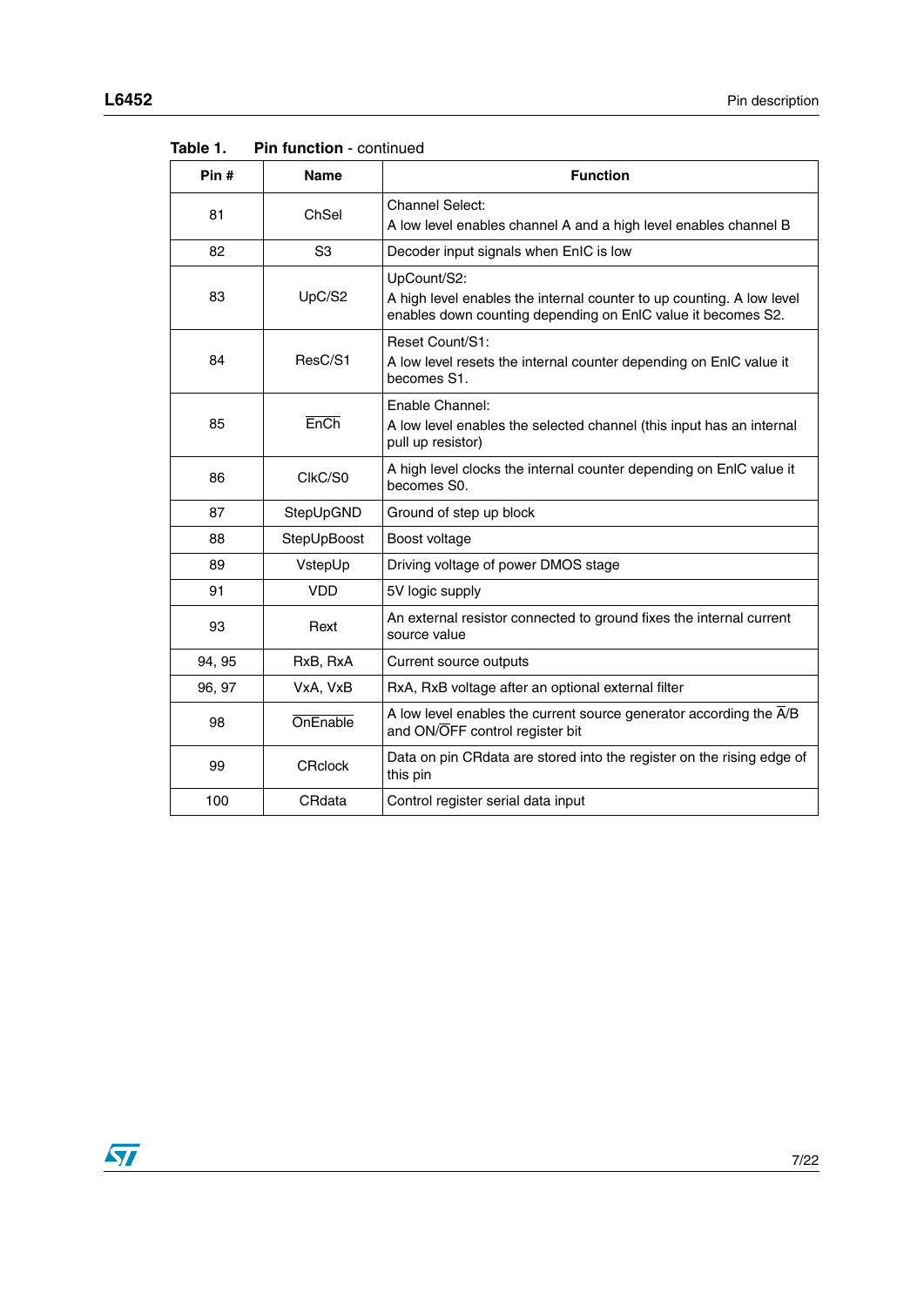**Table 1. Pin function** - continued

| Pin # | Name | Function |
|---|---|---|
| 81 | ChSel | Channel Select:<br>A low level enables channel A and a high level enables channel B |
| 82 | S3 | Decoder input signals when EnIC is low |
| 83 | UpC/S2 | UpCount/S2:<br>A high level enables the internal counter to up counting. A low level enables down counting depending on EnlC value it becomes S2. |
| 84 | ResC/S1 | Reset Count/S1:<br>A low level resets the internal counter depending on EnlC value it becomes S1. |
| 85 | $\overline{\text{EnCh}}$ | Enable Channel:<br>A low level enables the selected channel (this input has an internal pull up resistor) |
| 86 | ClkC/S0 | A high level clocks the internal counter depending on EnlC value it becomes S0. |
| 87 | StepUpGND | Ground of step up block |
| 88 | StepUpBoost | Boost voltage |
| 89 | VstepUp | Driving voltage of power DMOS stage |
| 91 | VDD | 5V logic supply |
| 93 | Rext | An external resistor connected to ground fixes the internal current source value |
| 94, 95 | RxB, RxA | Current source outputs |
| 96, 97 | VxA, VxB | RxA, RxB voltage after an optional external filter |
| 98 | $\overline{\text{OnEnable}}$ | A low level enables the current source generator according the $\overline{\text{A}}$/B and ON/$\overline{\text{OFF}}$ control register bit |
| 99 | CRclock | Data on pin CRdata are stored into the register on the rising edge of this pin |
| 100 | CRdata | Control register serial data input |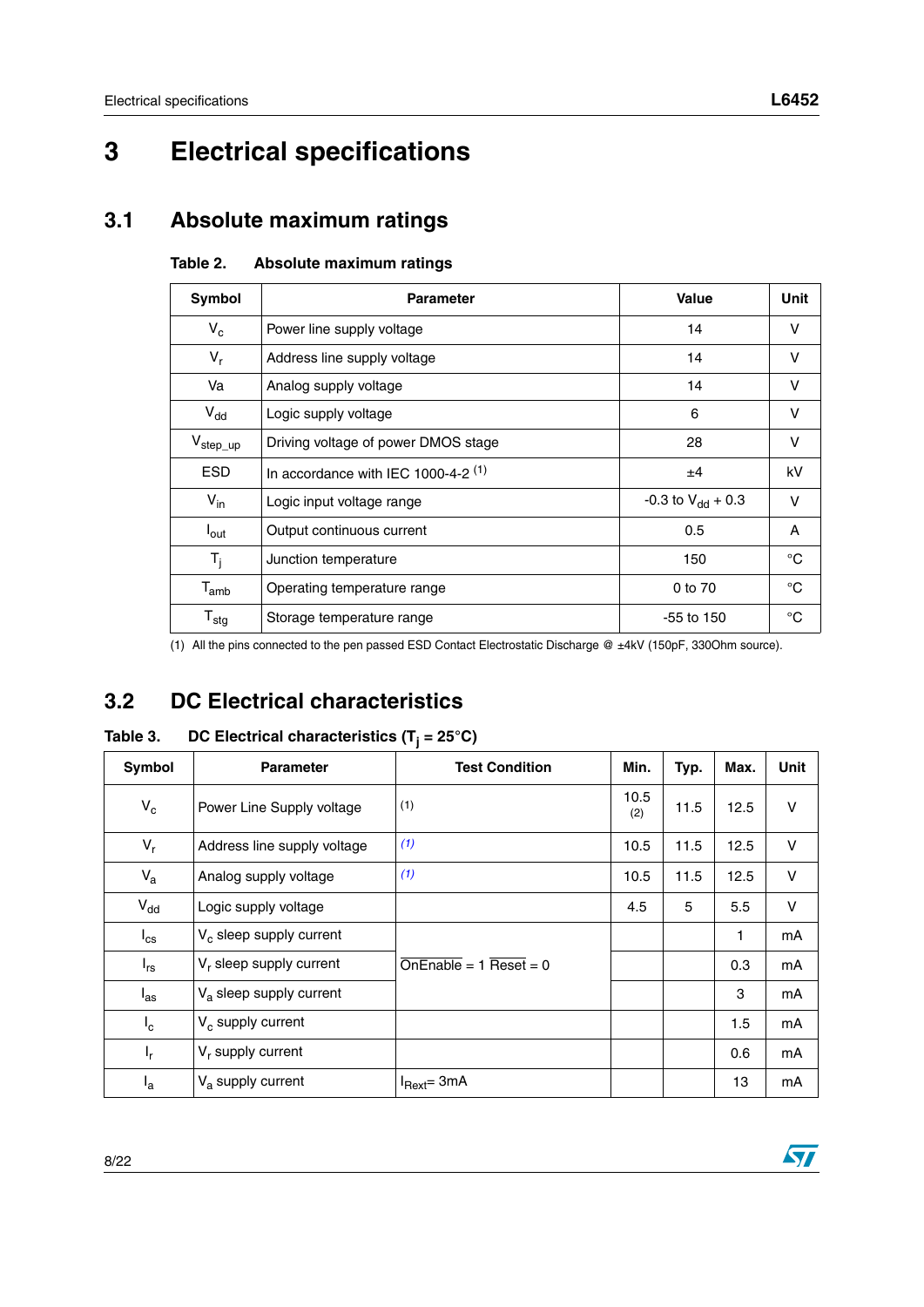# 3 Electrical specifications

## 3.1 Absolute maximum ratings

**Table 2. Absolute maximum ratings**

| Symbol | Parameter | Value | Unit |
|---|---|---|---|
| $V_c$ | Power line supply voltage | 14 | V |
| $V_r$ | Address line supply voltage | 14 | V |
| Va | Analog supply voltage | 14 | V |
| $V_{dd}$ | Logic supply voltage | 6 | V |
| $V_{step\_up}$ | Driving voltage of power DMOS stage | 28 | V |
| ESD | In accordance with IEC 1000-4-2 (1) | ±4 | kV |
| $V_{in}$ | Logic input voltage range | -0.3 to $V_{dd}$ + 0.3 | V |
| $I_{out}$ | Output continuous current | 0.5 | A |
| $T_j$ | Junction temperature | 150 | °C |
| $T_{amb}$ | Operating temperature range | 0 to 70 | °C |
| $T_{stg}$ | Storage temperature range | -55 to 150 | °C |

(1) All the pins connected to the pen passed ESD Contact Electrostatic Discharge @ ±4kV (150pF, 330Ohm source).

## 3.2 DC Electrical characteristics

**Table 3. DC Electrical characteristics ($T_j$ = 25°C)**

| Symbol | Parameter | Test Condition | Min. | Typ. | Max. | Unit |
|---|---|---|---|---|---|---|
| $V_c$ | Power Line Supply voltage | (1) | 10.5 (2) | 11.5 | 12.5 | V |
| $V_r$ | Address line supply voltage | (1) | 10.5 | 11.5 | 12.5 | V |
| $V_a$ | Analog supply voltage | (1) | 10.5 | 11.5 | 12.5 | V |
| $V_{dd}$ | Logic supply voltage | | 4.5 | 5 | 5.5 | V |
| $I_{cs}$ | $V_c$ sleep supply current | $\overline{\text{OnEnable}}$ = 1 $\overline{\text{Reset}}$ = 0 | | | 1 | mA |
| $I_{rs}$ | $V_r$ sleep supply current | | | | 0.3 | mA |
| $I_{as}$ | $V_a$ sleep supply current | | | | 3 | mA |
| $I_c$ | $V_c$ supply current | | | | 1.5 | mA |
| $I_r$ | $V_r$ supply current | | | | 0.6 | mA |
| $I_a$ | $V_a$ supply current | $I_{Rext}$= 3mA | | | 13 | mA |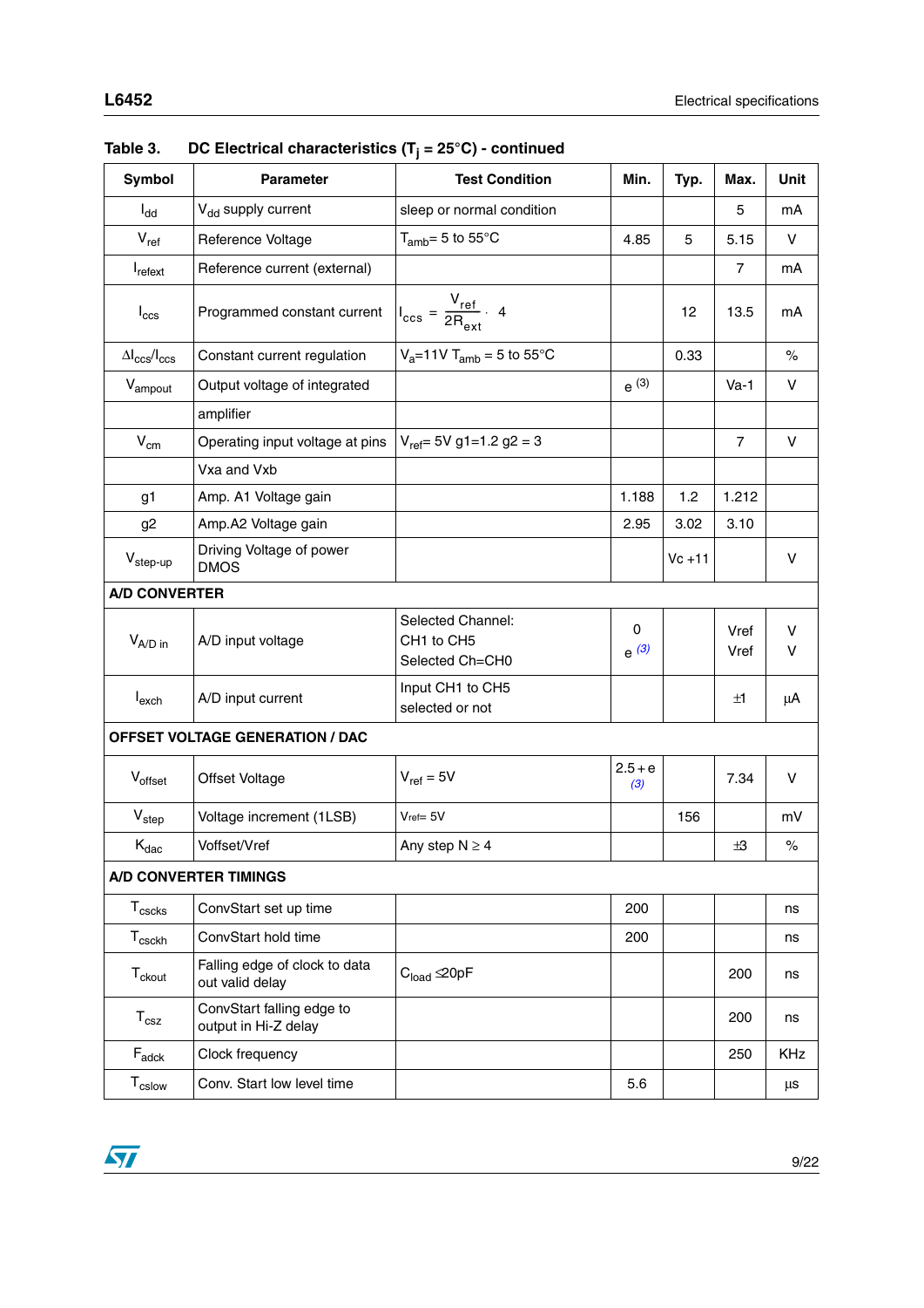**Table 3. DC Electrical characteristics ($T_j$ = 25°C) - continued**

| Symbol | Parameter | Test Condition | Min. | Typ. | Max. | Unit |
|---|---|---|---|---|---|---|
| $I_{dd}$ | $V_{dd}$ supply current | sleep or normal condition | | | 5 | mA |
| $V_{ref}$ | Reference Voltage | $T_{amb}$= 5 to 55°C | 4.85 | 5 | 5.15 | V |
| $I_{refext}$ | Reference current (external) | | | | 7 | mA |
| $I_{ccs}$ | Programmed constant current | $I_{ccs} = \frac{V_{ref}}{2R_{ext}} \cdot 4$ | | 12 | 13.5 | mA |
| $\Delta I_{ccs}/I_{ccs}$ | Constant current regulation | $V_a$=11V $T_{amb}$ = 5 to 55°C | | 0.33 | | % |
| $V_{ampout}$ | Output voltage of integrated | | e [(3)] | | Va-1 | V |
| | amplifier | | | | | |
| $V_{cm}$ | Operating input voltage at pins | $V_{ref}$= 5V g1=1.2 g2 = 3 | | | 7 | V |
| | Vxa and Vxb | | | | | |
| g1 | Amp. A1 Voltage gain | | 1.188 | 1.2 | 1.212 | |
| g2 | Amp.A2 Voltage gain | | 2.95 | 3.02 | 3.10 | |
| $V_{step-up}$ | Driving Voltage of power DMOS | | | Vc +11 | | V |
| **A/D CONVERTER** | | | | | | |
| $V_{A/D\ in}$ | A/D input voltage | Selected Channel: CH1 to CH5<br>Selected Ch=CH0 | 0<br>e [(3)] | | Vref<br>Vref | V<br>V |
| $I_{exch}$ | A/D input current | Input CH1 to CH5 selected or not | | | ±1 | µA |
| **OFFSET VOLTAGE GENERATION / DAC** | | | | | | |
| $V_{offset}$ | Offset Voltage | $V_{ref}$ = 5V | 2.5 + e [(3)] | | 7.34 | V |
| $V_{step}$ | Voltage increment (1LSB) | Vref= 5V | | 156 | | mV |
| $K_{dac}$ | Voffset/Vref | Any step N ≥ 4 | | | ±3 | % |
| **A/D CONVERTER TIMINGS** | | | | | | |
| $T_{cscks}$ | ConvStart set up time | | 200 | | | ns |
| $T_{csckh}$ | ConvStart hold time | | 200 | | | ns |
| $T_{ckout}$ | Falling edge of clock to data out valid delay | $C_{load}$ ≤20pF | | | 200 | ns |
| $T_{csz}$ | ConvStart falling edge to output in Hi-Z delay | | | | 200 | ns |
| $F_{adck}$ | Clock frequency | | | | 250 | KHz |
| $T_{cslow}$ | Conv. Start low level time | | 5.6 | | | µs |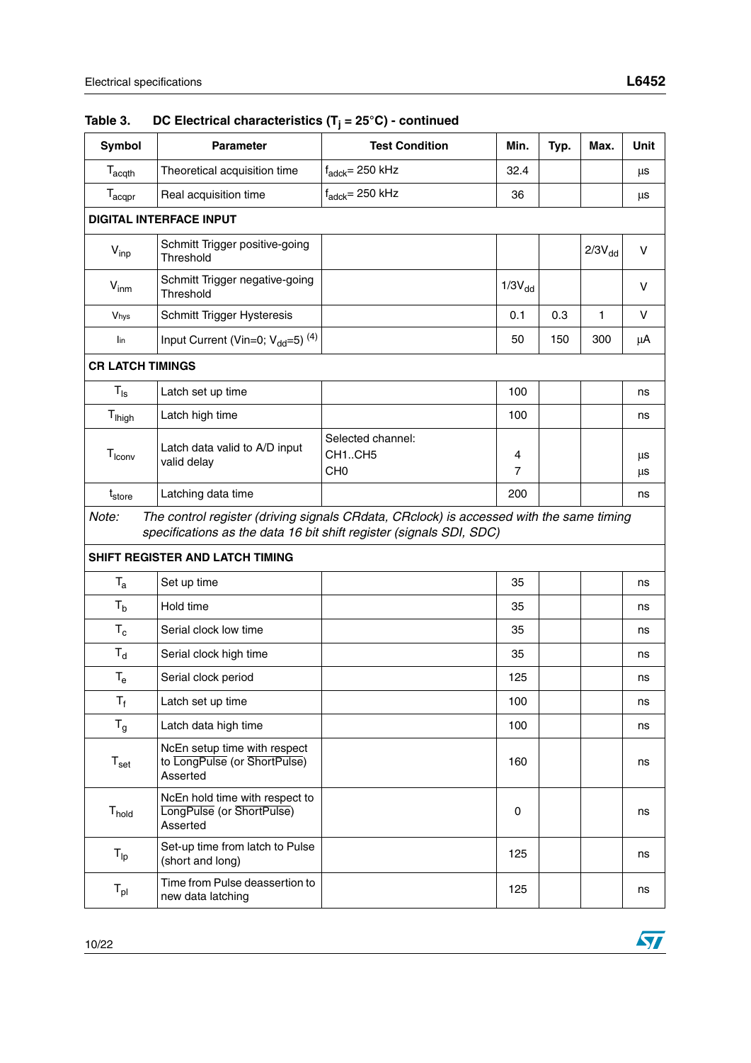Table 3. DC Electrical characteristics ($T_j$ = 25°C) - continued

| Symbol | Parameter | Test Condition | Min. | Typ. | Max. | Unit |
|---|---|---|---|---|---|---|
| $T_{acqth}$ | Theoretical acquisition time | $f_{adck}$= 250 kHz | 32.4 | | | µs |
| $T_{acqpr}$ | Real acquisition time | $f_{adck}$= 250 kHz | 36 | | | µs |
| **DIGITAL INTERFACE INPUT** | | | | | | |
| $V_{inp}$ | Schmitt Trigger positive-going Threshold | | | | $2/3V_{dd}$ | V |
| $V_{inm}$ | Schmitt Trigger negative-going Threshold | | $1/3V_{dd}$ | | | V |
| $V_{hys}$ | Schmitt Trigger Hysteresis | | 0.1 | 0.3 | 1 | V |
| $I_{in}$ | Input Current (Vin=0; $V_{dd}$=5) (4) | | 50 | 150 | 300 | µA |
| **CR LATCH TIMINGS** | | | | | | |
| $T_{ls}$ | Latch set up time | | 100 | | | ns |
| $T_{lhigh}$ | Latch high time | | 100 | | | ns |
| $T_{lconv}$ | Latch data valid to A/D input valid delay | Selected channel:<br>CH1..CH5<br>CH0 | <br>4<br>7 | | | <br>µs<br>µs |
| $t_{store}$ | Latching data time | | 200 | | | ns |
| *Note: The control register (driving signals CRdata, CRclock) is accessed with the same timing specifications as the data 16 bit shift register (signals SDI, SDC)* | | | | | | |
| **SHIFT REGISTER AND LATCH TIMING** | | | | | | |
| $T_a$ | Set up time | | 35 | | | ns |
| $T_b$ | Hold time | | 35 | | | ns |
| $T_c$ | Serial clock low time | | 35 | | | ns |
| $T_d$ | Serial clock high time | | 35 | | | ns |
| $T_e$ | Serial clock period | | 125 | | | ns |
| $T_f$ | Latch set up time | | 100 | | | ns |
| $T_g$ | Latch data high time | | 100 | | | ns |
| $T_{set}$ | NcEn setup time with respect to $\overline{\text{LongPulse}}$ (or $\overline{\text{ShortPulse}}$) Asserted | | 160 | | | ns |
| $T_{hold}$ | NcEn hold time with respect to $\overline{\text{LongPulse}}$ (or $\overline{\text{ShortPulse}}$) Asserted | | 0 | | | ns |
| $T_{lp}$ | Set-up time from latch to Pulse (short and long) | | 125 | | | ns |
| $T_{pl}$ | Time from Pulse deassertion to new data latching | | 125 | | | ns |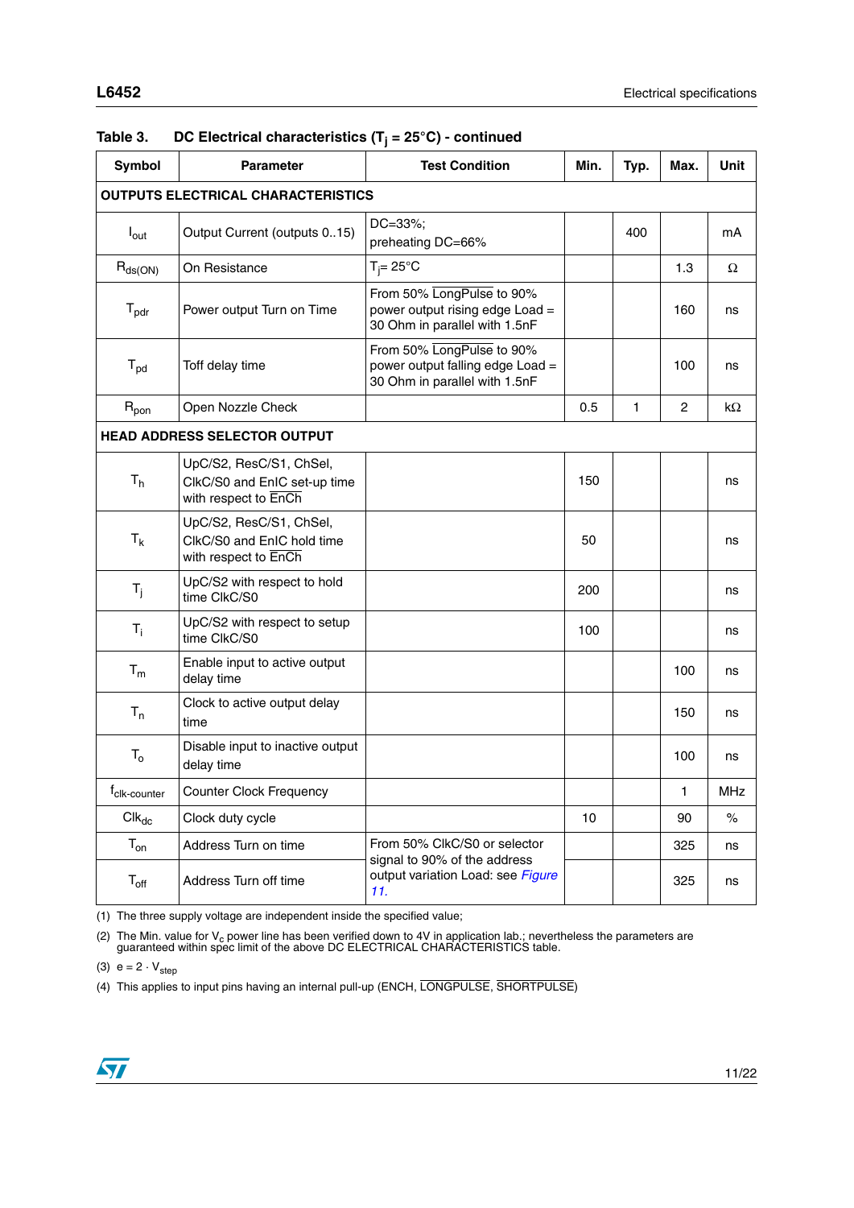Table 3. DC Electrical characteristics ($T_j$ = 25°C) - continued

| Symbol | Parameter | Test Condition | Min. | Typ. | Max. | Unit |
|---|---|---|---|---|---|---|
| **OUTPUTS ELECTRICAL CHARACTERISTICS** | | | | | | |
| $I_{out}$ | Output Current (outputs 0..15) | DC=33%; preheating DC=66% | | 400 | | mA |
| $R_{ds(ON)}$ | On Resistance | $T_j$= 25°C | | | 1.3 | Ω |
| $T_{pdr}$ | Power output Turn on Time | From 50% $\overline{\text{LongPulse}}$ to 90% power output rising edge Load = 30 Ohm in parallel with 1.5nF | | | 160 | ns |
| $T_{pd}$ | Toff delay time | From 50% $\overline{\text{LongPulse}}$ to 90% power output falling edge Load = 30 Ohm in parallel with 1.5nF | | | 100 | ns |
| $R_{pon}$ | Open Nozzle Check | | 0.5 | 1 | 2 | kΩ |
| **HEAD ADDRESS SELECTOR OUTPUT** | | | | | | |
| $T_h$ | UpC/S2, ResC/S1, ChSel, ClkC/S0 and EnlC set-up time with respect to $\overline{\text{EnCh}}$ | | 150 | | | ns |
| $T_k$ | UpC/S2, ResC/S1, ChSel, ClkC/S0 and EnlC hold time with respect to $\overline{\text{EnCh}}$ | | 50 | | | ns |
| $T_j$ | UpC/S2 with respect to hold time ClkC/S0 | | 200 | | | ns |
| $T_i$ | UpC/S2 with respect to setup time ClkC/S0 | | 100 | | | ns |
| $T_m$ | Enable input to active output delay time | | | | 100 | ns |
| $T_n$ | Clock to active output delay time | | | | 150 | ns |
| $T_o$ | Disable input to inactive output delay time | | | | 100 | ns |
| $f_{clk\text{-}counter}$ | Counter Clock Frequency | | | | 1 | MHz |
| $Clk_{dc}$ | Clock duty cycle | | 10 | | 90 | % |
| $T_{on}$ | Address Turn on time | From 50% ClkC/S0 or selector signal to 90% of the address output variation Load: see *Figure 11.* | | | 325 | ns |
| $T_{off}$ | Address Turn off time | | | | 325 | ns |

(1) The three supply voltage are independent inside the specified value;

(2) The Min. value for $V_c$ power line has been verified down to 4V in application lab.; nevertheless the parameters are guaranteed within spec limit of the above DC ELECTRICAL CHARACTERISTICS table.

(3) $e = 2 \cdot V_{step}$

(4) This applies to input pins having an internal pull-up (ENCH, $\overline{\text{LONGPULSE}}$, $\overline{\text{SHORTPULSE}}$)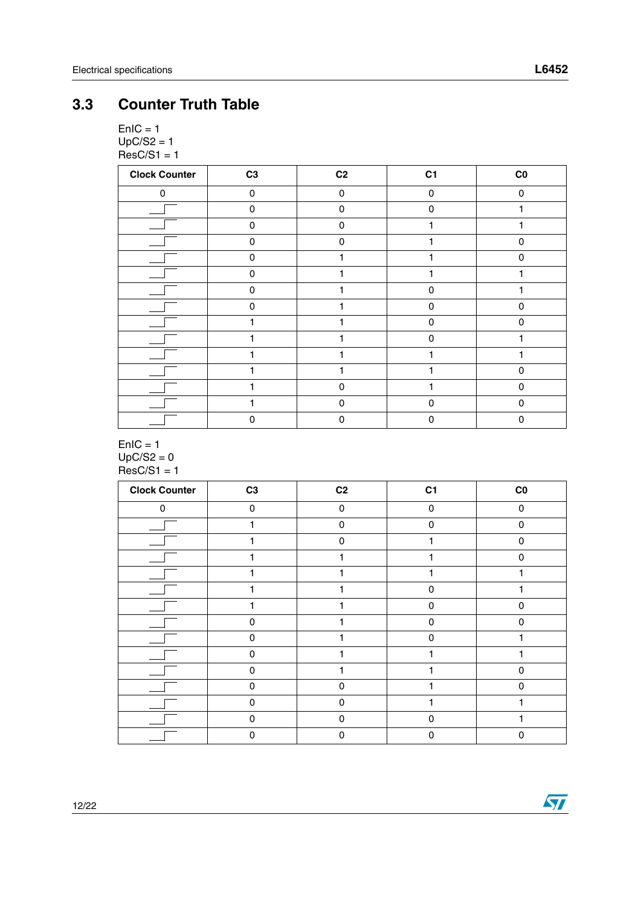## 3.3 Counter Truth Table

EnIC = 1
UpC/S2 = 1
ResC/S1 = 1

| Clock Counter | C3 | C2 | C1 | C0 |
|---|---|---|---|---|
| 0 | 0 | 0 | 0 | 0 |
| ↑ | 0 | 0 | 0 | 1 |
| ↑ | 0 | 0 | 1 | 1 |
| ↑ | 0 | 0 | 1 | 0 |
| ↑ | 0 | 1 | 1 | 0 |
| ↑ | 0 | 1 | 1 | 1 |
| ↑ | 0 | 1 | 0 | 1 |
| ↑ | 0 | 1 | 0 | 0 |
| ↑ | 1 | 1 | 0 | 0 |
| ↑ | 1 | 1 | 0 | 1 |
| ↑ | 1 | 1 | 1 | 1 |
| ↑ | 1 | 1 | 1 | 0 |
| ↑ | 1 | 0 | 1 | 0 |
| ↑ | 1 | 0 | 0 | 0 |
| ↑ | 0 | 0 | 0 | 0 |

EnIC = 1
UpC/S2 = 0
ResC/S1 = 1

| Clock Counter | C3 | C2 | C1 | C0 |
|---|---|---|---|---|
| 0 | 0 | 0 | 0 | 0 |
| ↑ | 1 | 0 | 0 | 0 |
| ↑ | 1 | 0 | 1 | 0 |
| ↑ | 1 | 1 | 1 | 0 |
| ↑ | 1 | 1 | 1 | 1 |
| ↑ | 1 | 1 | 0 | 1 |
| ↑ | 1 | 1 | 0 | 0 |
| ↑ | 0 | 1 | 0 | 0 |
| ↑ | 0 | 1 | 0 | 1 |
| ↑ | 0 | 1 | 1 | 1 |
| ↑ | 0 | 1 | 1 | 0 |
| ↑ | 0 | 0 | 1 | 0 |
| ↑ | 0 | 0 | 1 | 1 |
| ↑ | 0 | 0 | 0 | 1 |
| ↑ | 0 | 0 | 0 | 0 |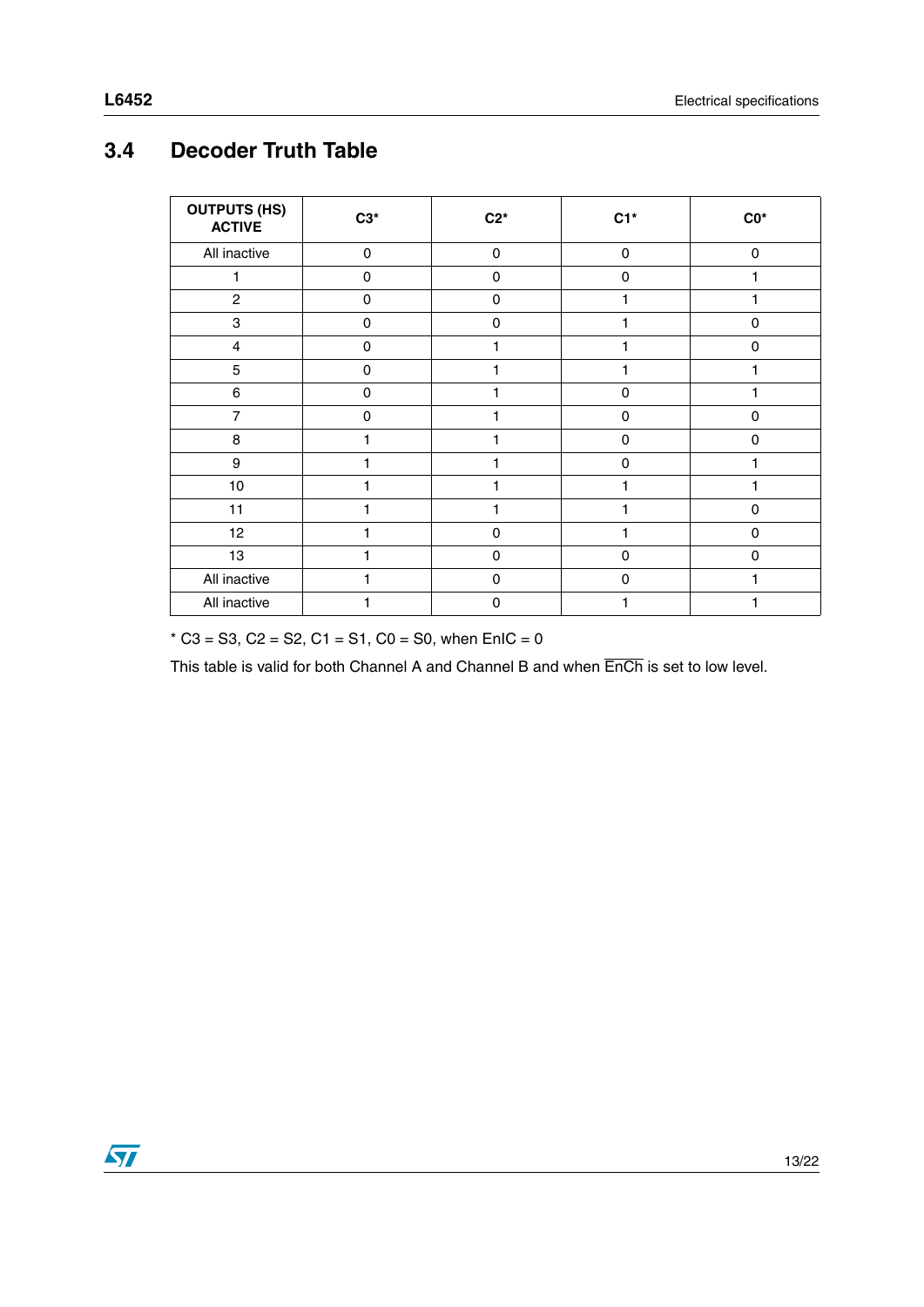## 3.4 Decoder Truth Table

| OUTPUTS (HS) ACTIVE | C3* | C2* | C1* | C0* |
|---|---|---|---|---|
| All inactive | 0 | 0 | 0 | 0 |
| 1 | 0 | 0 | 0 | 1 |
| 2 | 0 | 0 | 1 | 1 |
| 3 | 0 | 0 | 1 | 0 |
| 4 | 0 | 1 | 1 | 0 |
| 5 | 0 | 1 | 1 | 1 |
| 6 | 0 | 1 | 0 | 1 |
| 7 | 0 | 1 | 0 | 0 |
| 8 | 1 | 1 | 0 | 0 |
| 9 | 1 | 1 | 0 | 1 |
| 10 | 1 | 1 | 1 | 1 |
| 11 | 1 | 1 | 1 | 0 |
| 12 | 1 | 0 | 1 | 0 |
| 13 | 1 | 0 | 0 | 0 |
| All inactive | 1 | 0 | 0 | 1 |
| All inactive | 1 | 0 | 1 | 1 |

* C3 = S3, C2 = S2, C1 = S1, C0 = S0, when EnIC = 0

This table is valid for both Channel A and Channel B and when $\overline{\text{EnCh}}$ is set to low level.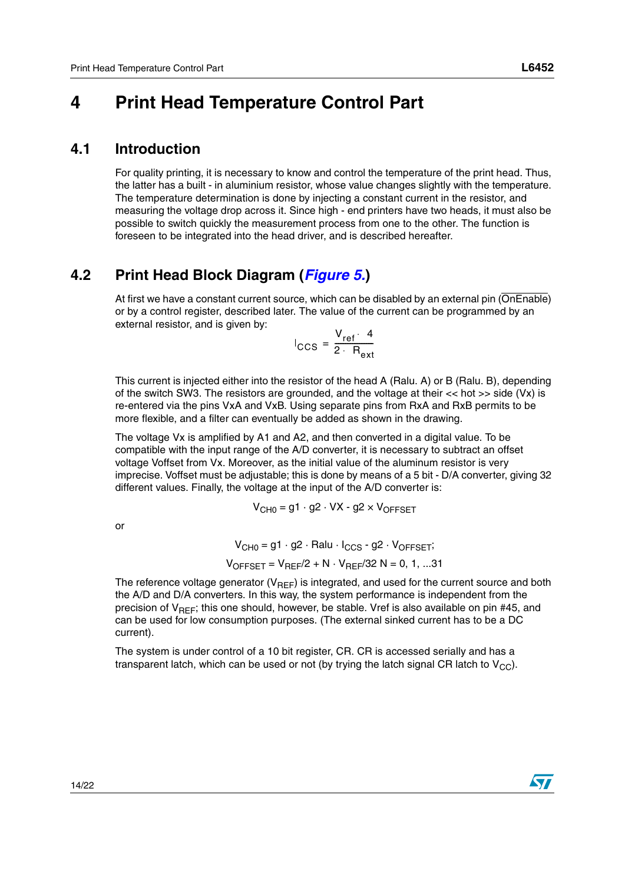# 4 Print Head Temperature Control Part

## 4.1 Introduction

For quality printing, it is necessary to know and control the temperature of the print head. Thus, the latter has a built - in aluminium resistor, whose value changes slightly with the temperature. The temperature determination is done by injecting a constant current in the resistor, and measuring the voltage drop across it. Since high - end printers have two heads, it must also be possible to switch quickly the measurement process from one to the other. The function is foreseen to be integrated into the head driver, and is described hereafter.

## 4.2 Print Head Block Diagram (*Figure 5.*)

At first we have a constant current source, which can be disabled by an external pin ($\overline{\text{OnEnable}}$) or by a control register, described later. The value of the current can be programmed by an external resistor, and is given by:

$$I_{CCS} = \frac{V_{ref} \cdot 4}{2 \cdot R_{ext}}$$

This current is injected either into the resistor of the head A (Ralu. A) or B (Ralu. B), depending of the switch SW3. The resistors are grounded, and the voltage at their << hot >> side (Vx) is re-entered via the pins VxA and VxB. Using separate pins from RxA and RxB permits to be more flexible, and a filter can eventually be added as shown in the drawing.

The voltage Vx is amplified by A1 and A2, and then converted in a digital value. To be compatible with the input range of the A/D converter, it is necessary to subtract an offset voltage Voffset from Vx. Moreover, as the initial value of the aluminum resistor is very imprecise. Voffset must be adjustable; this is done by means of a 5 bit - D/A converter, giving 32 different values. Finally, the voltage at the input of the A/D converter is:

$$V_{CH0} = g1 \cdot g2 \cdot VX - g2 \times V_{OFFSET}$$

or

$$V_{CH0} = g1 \cdot g2 \cdot Ralu \cdot I_{CCS} - g2 \cdot V_{OFFSET};$$

$$V_{OFFSET} = V_{REF}/2 + N \cdot V_{REF}/32 \quad N = 0, 1, ...31$$

The reference voltage generator ($V_{REF}$) is integrated, and used for the current source and both the A/D and D/A converters. In this way, the system performance is independent from the precision of $V_{REF}$; this one should, however, be stable. Vref is also available on pin #45, and can be used for low consumption purposes. (The external sinked current has to be a DC current).

The system is under control of a 10 bit register, CR. CR is accessed serially and has a transparent latch, which can be used or not (by trying the latch signal CR latch to $V_{CC}$).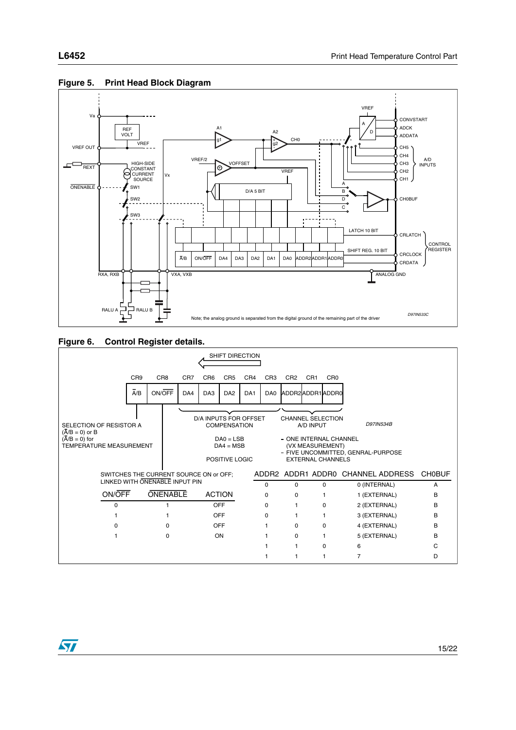## Figure 5. Print Head Block Diagram

Va

REF VOLT

VREF

VREF OUT

REXT

HIGH-SIDE CONSTANT CURRENT SOURCE

ONENABLE

SW1

SW2

SW3

Vx

A1

g1

A2

g2

CH0

VREF/2

VOFFSET

VREF

D/A 5 BIT

VREF

A

D

CONVSTART

ADCK

ADDATA

CH5

CH4

CH3

CH2

CH1

A/D INPUTS

A

B

D

C

CH0BUF

LATCH 10 BIT

CRLATCH

SHIFT REG. 10 BIT

CRCLOCK

CRDATA

CONTROL REGISTER

A/B | ON/OFF | DA4 | DA3 | DA2 | DA1 | DA0 | ADDR2 | ADDR1 | ADDR0

RXA, RXB

VXA, VXB

ANALOG GND

RALU A

RALU B

Note; the analog ground is separated from the digital ground of the remaining part of the driver

D97IN533C

## Figure 6. Control Register details.

SHIFT DIRECTION

| CR9 | CR8 | CR7 | CR6 | CR5 | CR4 | CR3 | CR2 | CR1 | CR0 |
|---|---|---|---|---|---|---|---|---|---|
| A/B | ON/OFF | DA4 | DA3 | DA2 | DA1 | DA0 | ADDR2 | ADDR1 | ADDR0 |

SELECTION OF RESISTOR A (A/B = 0) or B (A/B = 0) for TEMPERATURE MEASUREMENT

D/A INPUTS FOR OFFSET COMPENSATION

DA0 = LSB
DA4 = MSB

POSITIVE LOGIC

CHANNEL SELECTION A/D INPUT

- ONE INTERNAL CHANNEL (VX MEASUREMENT)
- FIVE UNCOMMITTED, GENRAL-PURPOSE EXTERNAL CHANNELS

D97IN534B

SWITCHES THE CURRENT SOURCE ON or OFF; LINKED WITH ONENABLE INPUT PIN

| ON/OFF | ONENABLE | ACTION |
|---|---|---|
| 0 | 1 | OFF |
| 1 | 1 | OFF |
| 0 | 0 | OFF |
| 1 | 0 | ON |

| ADDR2 | ADDR1 | ADDR0 | CHANNEL ADDRESS | CH0BUF |
|---|---|---|---|---|
| 0 | 0 | 0 | 0 (INTERNAL) | A |
| 0 | 0 | 1 | 1 (EXTERNAL) | B |
| 0 | 1 | 0 | 2 (EXTERNAL) | B |
| 0 | 1 | 1 | 3 (EXTERNAL) | B |
| 1 | 0 | 0 | 4 (EXTERNAL) | B |
| 1 | 0 | 1 | 5 (EXTERNAL) | B |
| 1 | 1 | 0 | 6 | C |
| 1 | 1 | 1 | 7 | D |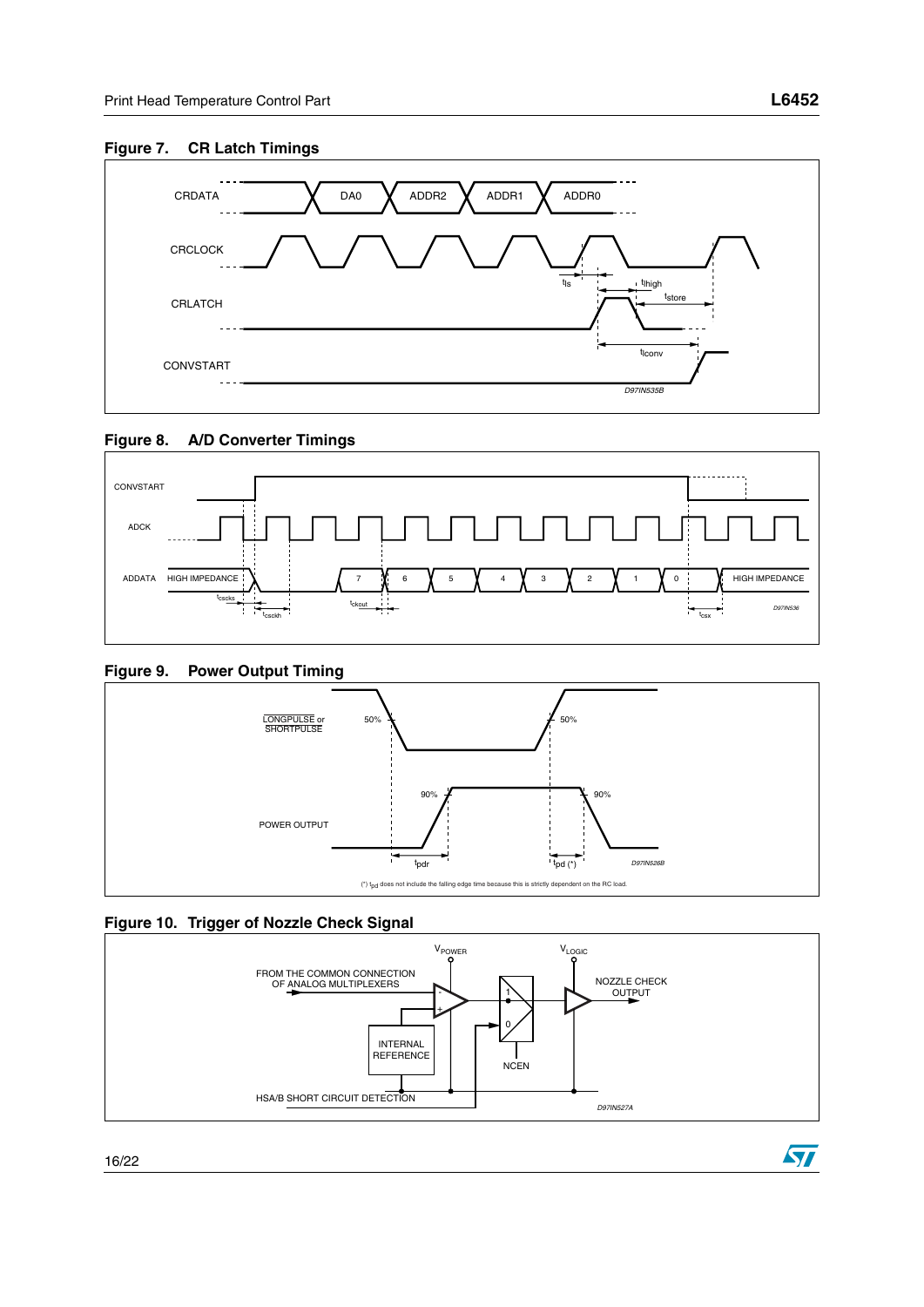**Figure 7. CR Latch Timings**

**Figure 8. A/D Converter Timings**

**Figure 9. Power Output Timing**

(*) $t_{pd}$ does not include the falling edge time because this is strictly dependent on the RC load.

**Figure 10. Trigger of Nozzle Check Signal**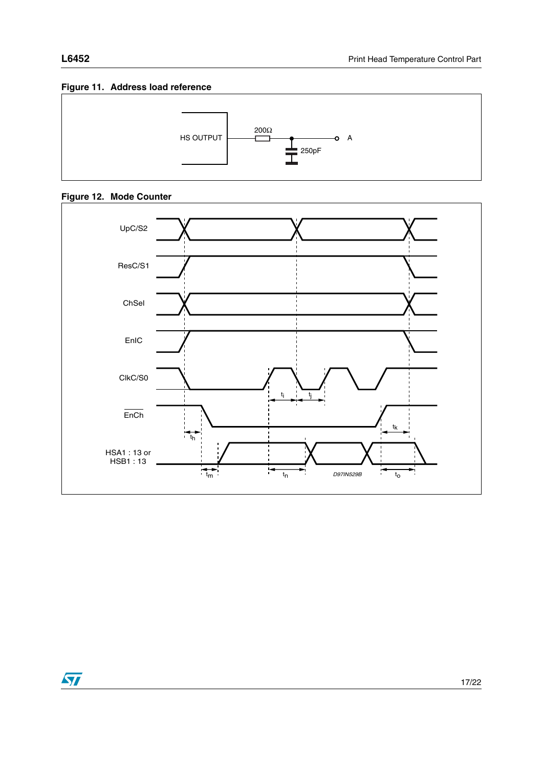**Figure 11. Address load reference**

HS OUTPUT — 200Ω — A
250pF

**Figure 12. Mode Counter**

UpC/S2

ResC/S1

ChSel

EnIC

ClkC/S0

$\overline{EnCh}$

HSA1 : 13 or
HSB1 : 13

$t_h$ $t_m$ $t_i$ $t_j$ $t_n$ $t_k$ $t_o$

D97IN529B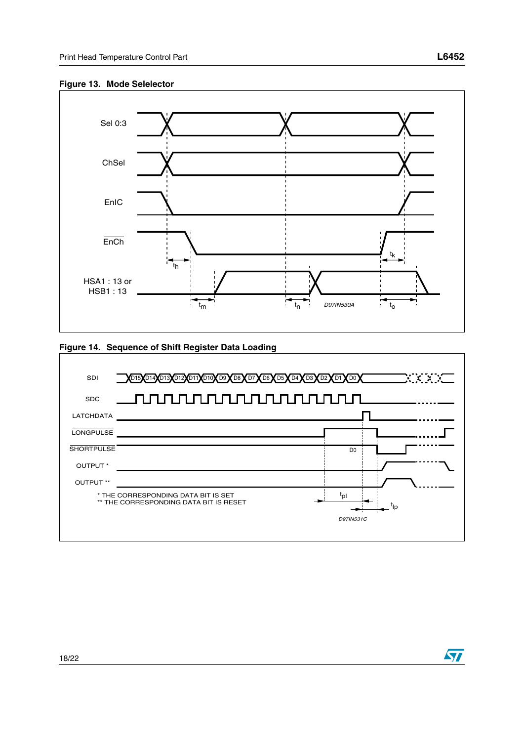**Figure 13. Mode Selelector**

**Figure 14. Sequence of Shift Register Data Loading**

\* THE CORRESPONDING DATA BIT IS SET
\*\* THE CORRESPONDING DATA BIT IS RESET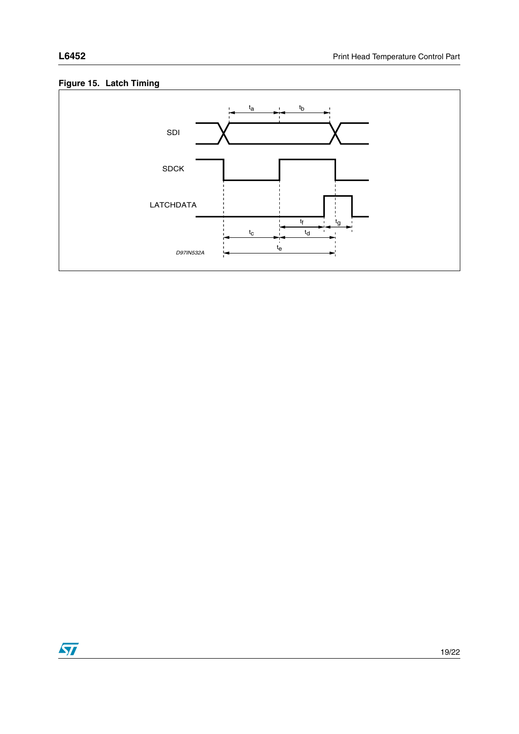**Figure 15. Latch Timing**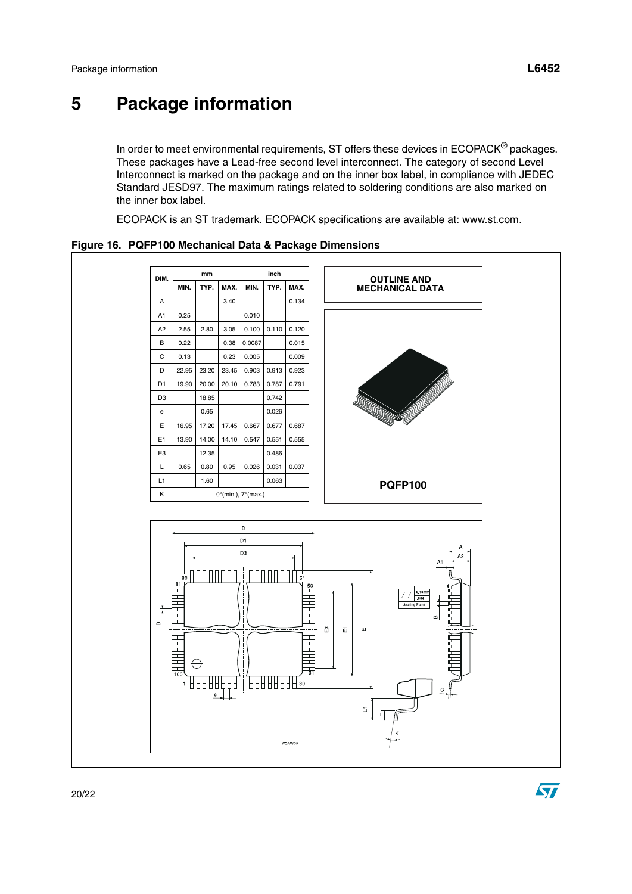# 5 Package information

In order to meet environmental requirements, ST offers these devices in ECOPACK® packages. These packages have a Lead-free second level interconnect. The category of second Level Interconnect is marked on the package and on the inner box label, in compliance with JEDEC Standard JESD97. The maximum ratings related to soldering conditions are also marked on the inner box label.

ECOPACK is an ST trademark. ECOPACK specifications are available at: www.st.com.

**Figure 16. PQFP100 Mechanical Data & Package Dimensions**

| DIM. | mm | | | inch | | |
|---|---|---|---|---|---|---|
| | MIN. | TYP. | MAX. | MIN. | TYP. | MAX. |
| A | | | 3.40 | | | 0.134 |
| A1 | 0.25 | | | 0.010 | | |
| A2 | 2.55 | 2.80 | 3.05 | 0.100 | 0.110 | 0.120 |
| B | 0.22 | | 0.38 | 0.0087 | | 0.015 |
| C | 0.13 | | 0.23 | 0.005 | | 0.009 |
| D | 22.95 | 23.20 | 23.45 | 0.903 | 0.913 | 0.923 |
| D1 | 19.90 | 20.00 | 20.10 | 0.783 | 0.787 | 0.791 |
| D3 | | 18.85 | | | 0.742 | |
| e | | 0.65 | | | 0.026 | |
| E | 16.95 | 17.20 | 17.45 | 0.667 | 0.677 | 0.687 |
| E1 | 13.90 | 14.00 | 14.10 | 0.547 | 0.551 | 0.555 |
| E3 | | 12.35 | | | 0.486 | |
| L | 0.65 | 0.80 | 0.95 | 0.026 | 0.031 | 0.037 |
| L1 | | 1.60 | | | 0.063 | |
| K | 0°(min.), 7°(max.) | | | | | |

OUTLINE AND MECHANICAL DATA

PQFP100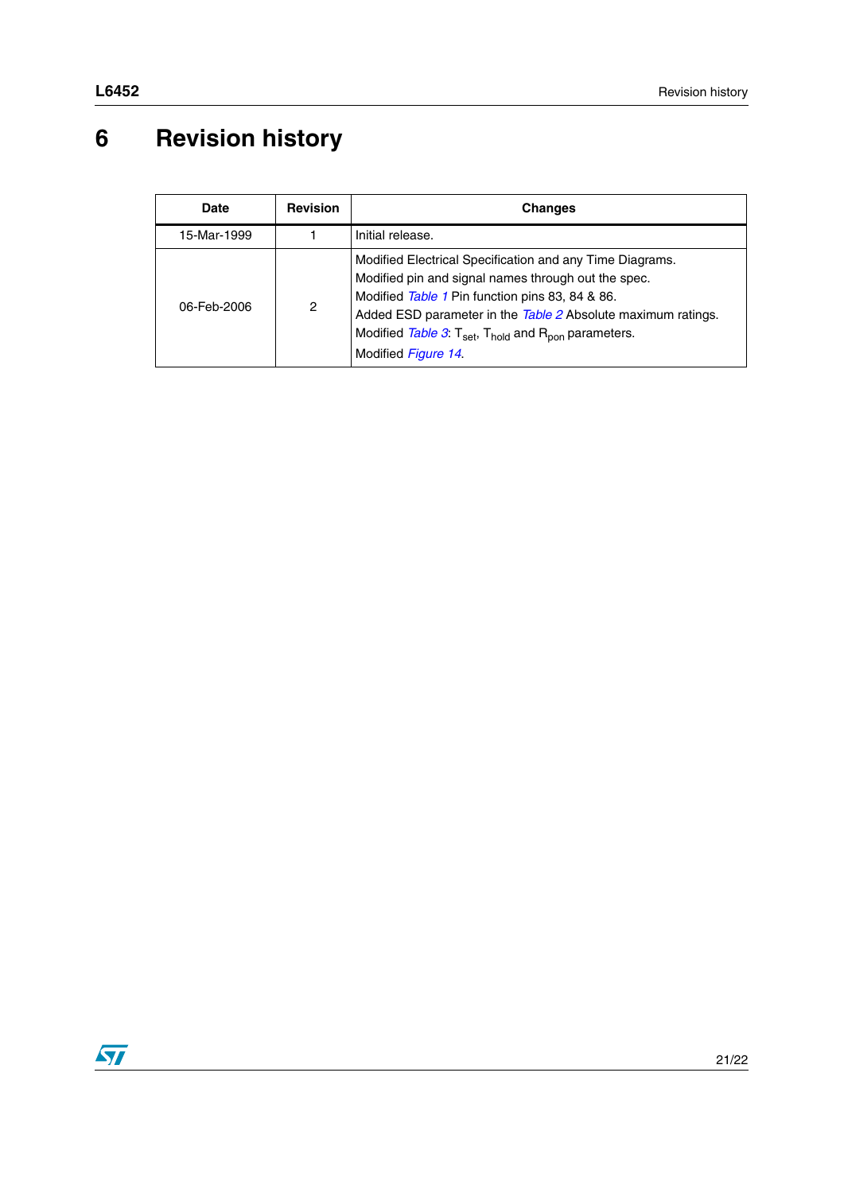# 6 Revision history

| Date | Revision | Changes |
|---|---|---|
| 15-Mar-1999 | 1 | Initial release. |
| 06-Feb-2006 | 2 | Modified Electrical Specification and any Time Diagrams.<br>Modified pin and signal names through out the spec.<br>Modified *Table 1* Pin function pins 83, 84 & 86.<br>Added ESD parameter in the *Table 2* Absolute maximum ratings.<br>Modified *Table 3*: $T_{set}$, $T_{hold}$ and $R_{pon}$ parameters.<br>Modified *Figure 14*. |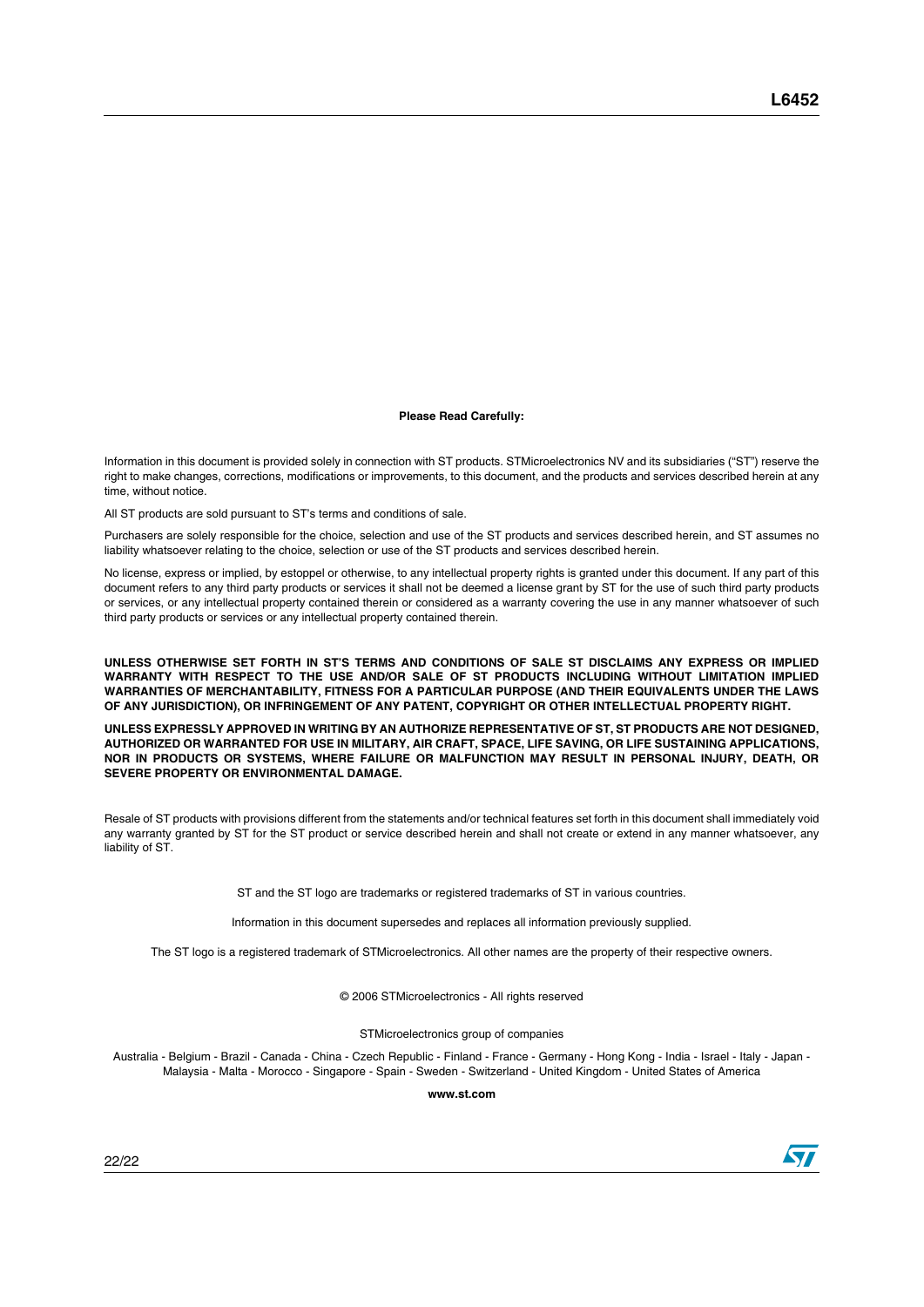**Please Read Carefully:**

Information in this document is provided solely in connection with ST products. STMicroelectronics NV and its subsidiaries (“ST”) reserve the right to make changes, corrections, modifications or improvements, to this document, and the products and services described herein at any time, without notice.

All ST products are sold pursuant to ST’s terms and conditions of sale.

Purchasers are solely responsible for the choice, selection and use of the ST products and services described herein, and ST assumes no liability whatsoever relating to the choice, selection or use of the ST products and services described herein.

No license, express or implied, by estoppel or otherwise, to any intellectual property rights is granted under this document. If any part of this document refers to any third party products or services it shall not be deemed a license grant by ST for the use of such third party products or services, or any intellectual property contained therein or considered as a warranty covering the use in any manner whatsoever of such third party products or services or any intellectual property contained therein.

**UNLESS OTHERWISE SET FORTH IN ST’S TERMS AND CONDITIONS OF SALE ST DISCLAIMS ANY EXPRESS OR IMPLIED WARRANTY WITH RESPECT TO THE USE AND/OR SALE OF ST PRODUCTS INCLUDING WITHOUT LIMITATION IMPLIED WARRANTIES OF MERCHANTABILITY, FITNESS FOR A PARTICULAR PURPOSE (AND THEIR EQUIVALENTS UNDER THE LAWS OF ANY JURISDICTION), OR INFRINGEMENT OF ANY PATENT, COPYRIGHT OR OTHER INTELLECTUAL PROPERTY RIGHT.**

**UNLESS EXPRESSLY APPROVED IN WRITING BY AN AUTHORIZE REPRESENTATIVE OF ST, ST PRODUCTS ARE NOT DESIGNED, AUTHORIZED OR WARRANTED FOR USE IN MILITARY, AIR CRAFT, SPACE, LIFE SAVING, OR LIFE SUSTAINING APPLICATIONS, NOR IN PRODUCTS OR SYSTEMS, WHERE FAILURE OR MALFUNCTION MAY RESULT IN PERSONAL INJURY, DEATH, OR SEVERE PROPERTY OR ENVIRONMENTAL DAMAGE.**

Resale of ST products with provisions different from the statements and/or technical features set forth in this document shall immediately void any warranty granted by ST for the ST product or service described herein and shall not create or extend in any manner whatsoever, any liability of ST.

ST and the ST logo are trademarks or registered trademarks of ST in various countries.

Information in this document supersedes and replaces all information previously supplied.

The ST logo is a registered trademark of STMicroelectronics. All other names are the property of their respective owners.

© 2006 STMicroelectronics - All rights reserved

STMicroelectronics group of companies

Australia - Belgium - Brazil - Canada - China - Czech Republic - Finland - France - Germany - Hong Kong - India - Israel - Italy - Japan - Malaysia - Malta - Morocco - Singapore - Spain - Sweden - Switzerland - United Kingdom - United States of America

**www.st.com**